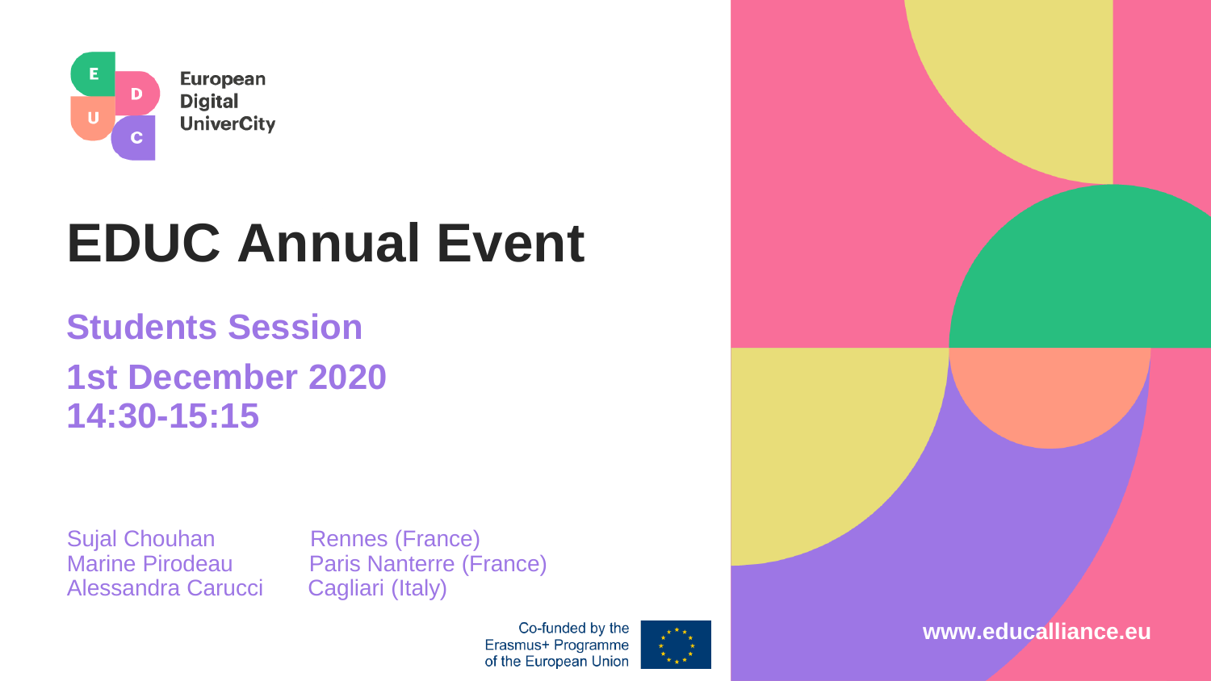European Digital UniverCity

# EDUC Annual Event

## Students Session

## 1st December 2020
## 14:30-15:15

| | |
|---|---|
| Sujal Chouhan | Rennes (France) |
| Marine Pirodeau | Paris Nanterre (France) |
| Alessandra Carucci | Cagliari (Italy) |

Co-funded by the Erasmus+ Programme of the European Union

www.educalliance.eu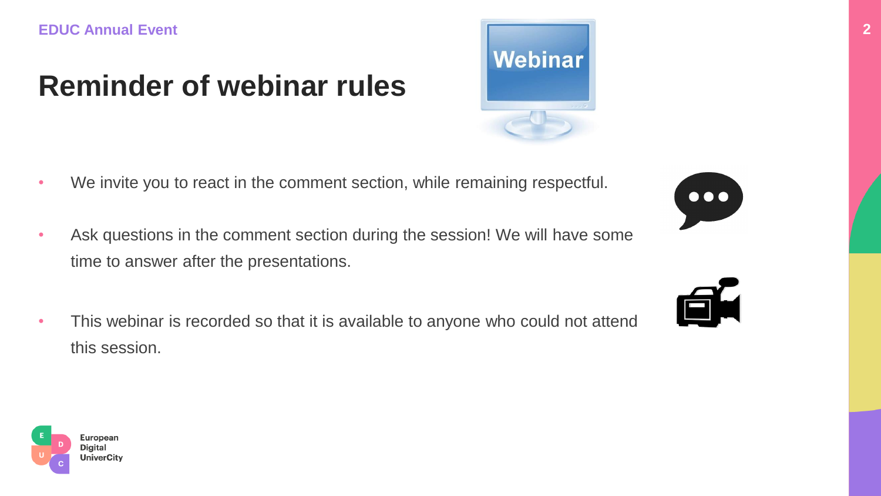# Reminder of webinar rules

- We invite you to react in the comment section, while remaining respectful.
- Ask questions in the comment section during the session! We will have some time to answer after the presentations.
- This webinar is recorded so that it is available to anyone who could not attend this session.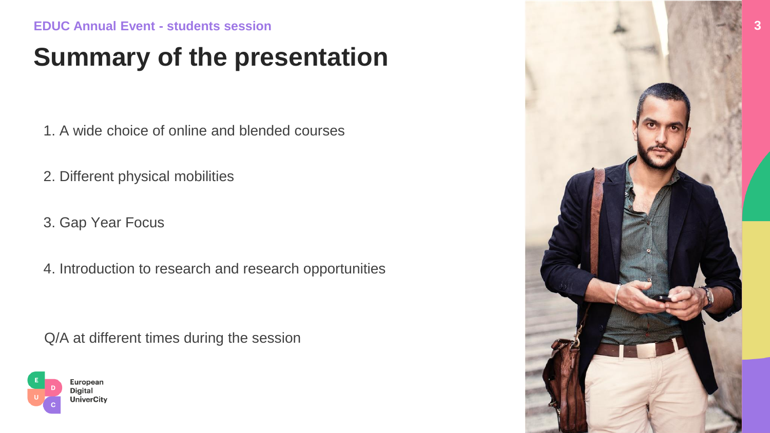EDUC Annual Event - students session

# Summary of the presentation

1. A wide choice of online and blended courses

2. Different physical mobilities

3. Gap Year Focus

4. Introduction to research and research opportunities

Q/A at different times during the session

European Digital UniverCity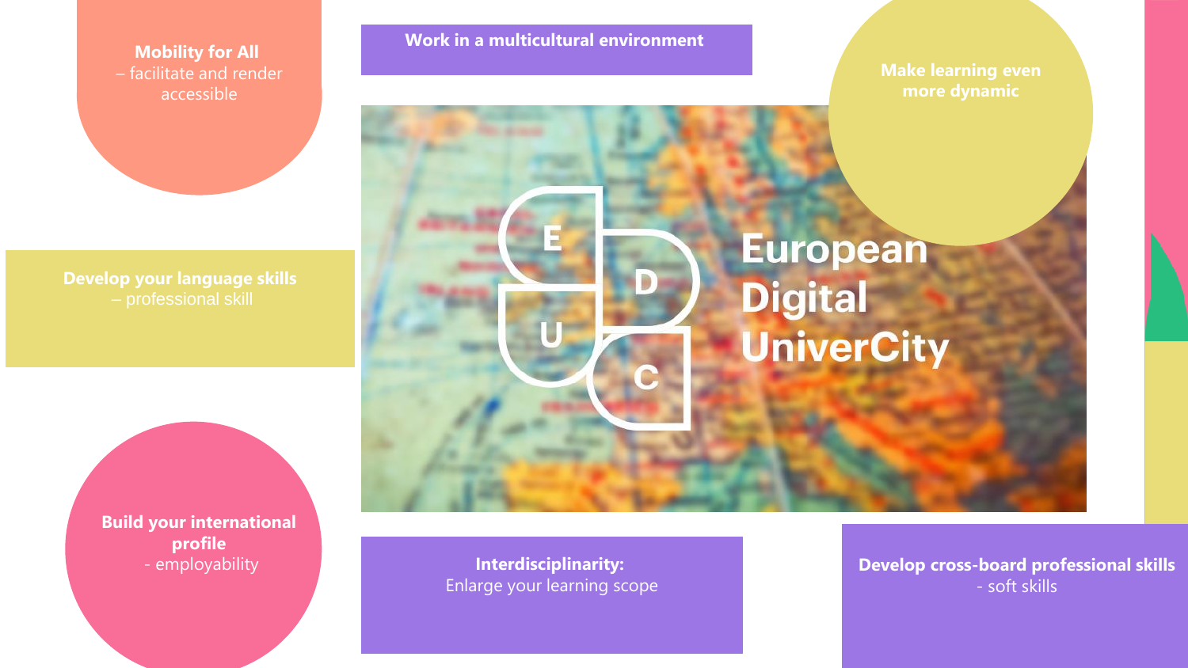**Mobility for All**
– facilitate and render accessible

**Work in a multicultural environment**

**Make learning even more dynamic**

European Digital UniverCity

**Develop your language skills**
– professional skill

**Build your international profile**
- employability

**Interdisciplinarity:**
Enlarge your learning scope

**Develop cross-board professional skills**
- soft skills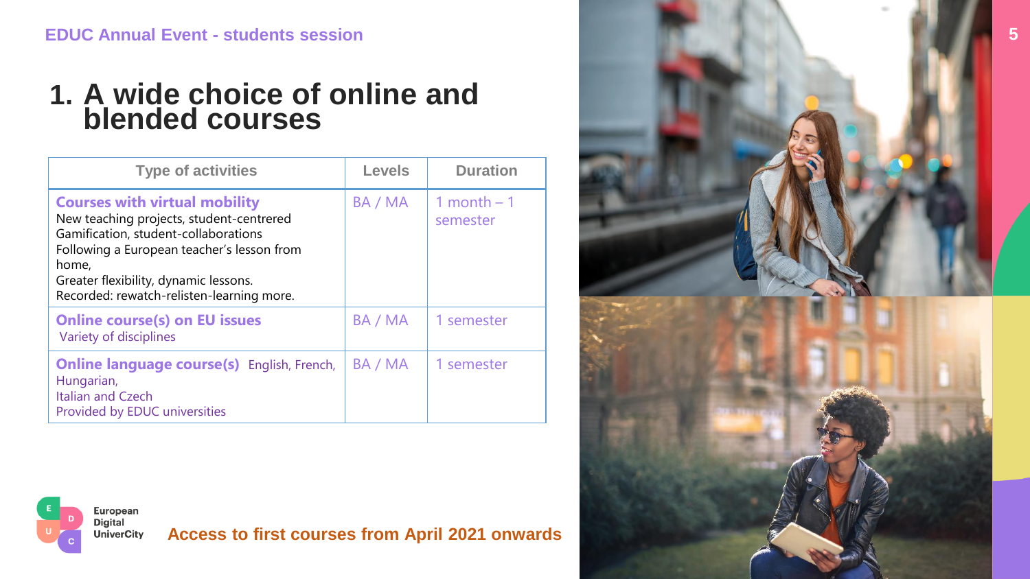# 1. A wide choice of online and blended courses

| Type of activities | Levels | Duration |
| --- | --- | --- |
| **Courses with virtual mobility**<br>New teaching projects, student-centrered<br>Gamification, student-collaborations<br>Following a European teacher's lesson from home,<br>Greater flexibility, dynamic lessons.<br>Recorded: rewatch-relisten-learning more. | BA / MA | 1 month – 1 semester |
| **Online course(s) on EU issues**<br>Variety of disciplines | BA / MA | 1 semester |
| **Online language course(s)** English, French, Hungarian, Italian and Czech<br>Provided by EDUC universities | BA / MA | 1 semester |

European Digital UniverCity

**Access to first courses from April 2021 onwards**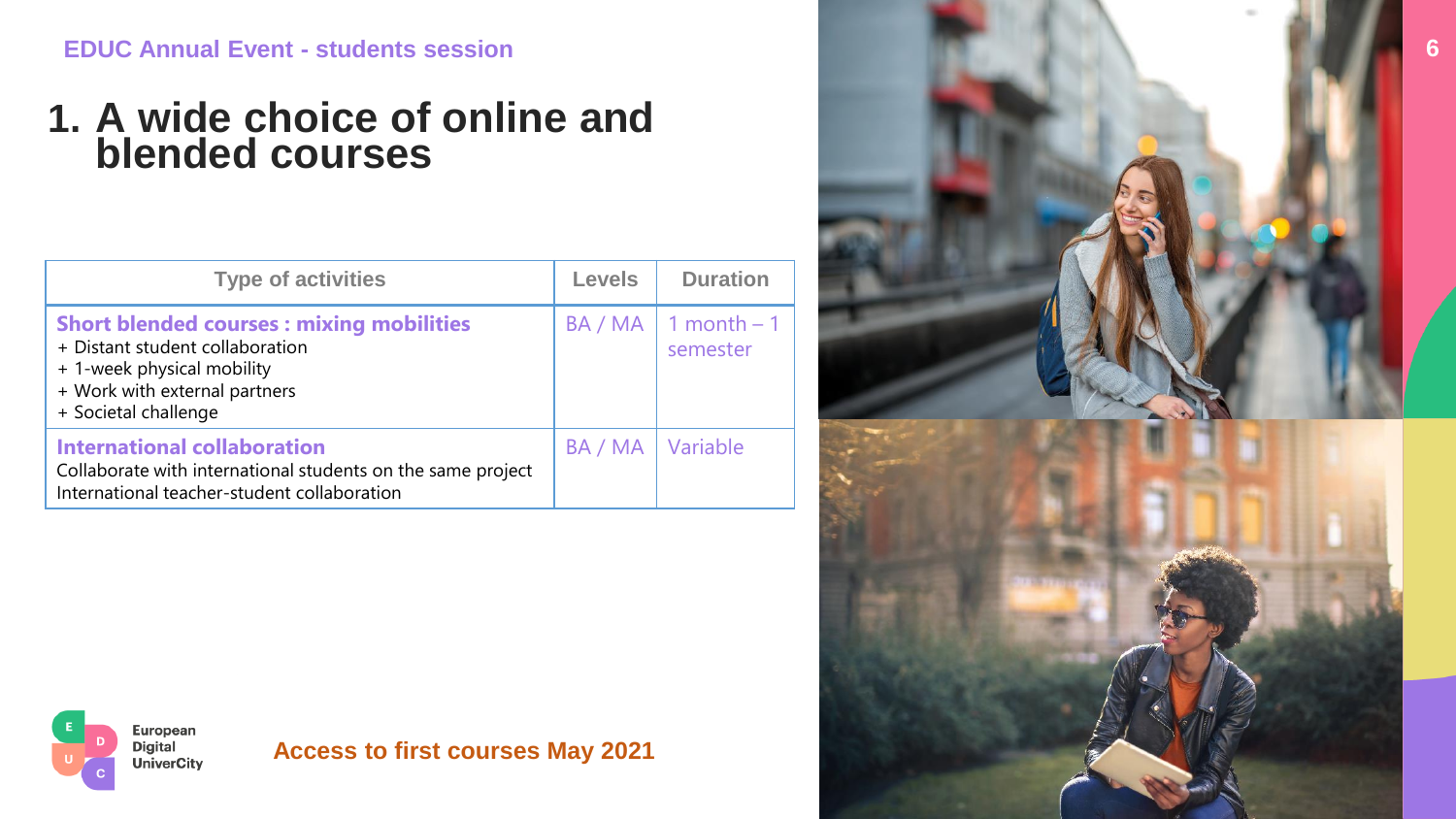EDUC Annual Event - students session

# 1. A wide choice of online and blended courses

| Type of activities | Levels | Duration |
|---|---|---|
| **Short blended courses : mixing mobilities**<br>+ Distant student collaboration<br>+ 1-week physical mobility<br>+ Work with external partners<br>+ Societal challenge | BA / MA | 1 month – 1 semester |
| **International collaboration**<br>Collaborate with international students on the same project<br>International teacher-student collaboration | BA / MA | Variable |

European Digital UniverCity

**Access to first courses May 2021**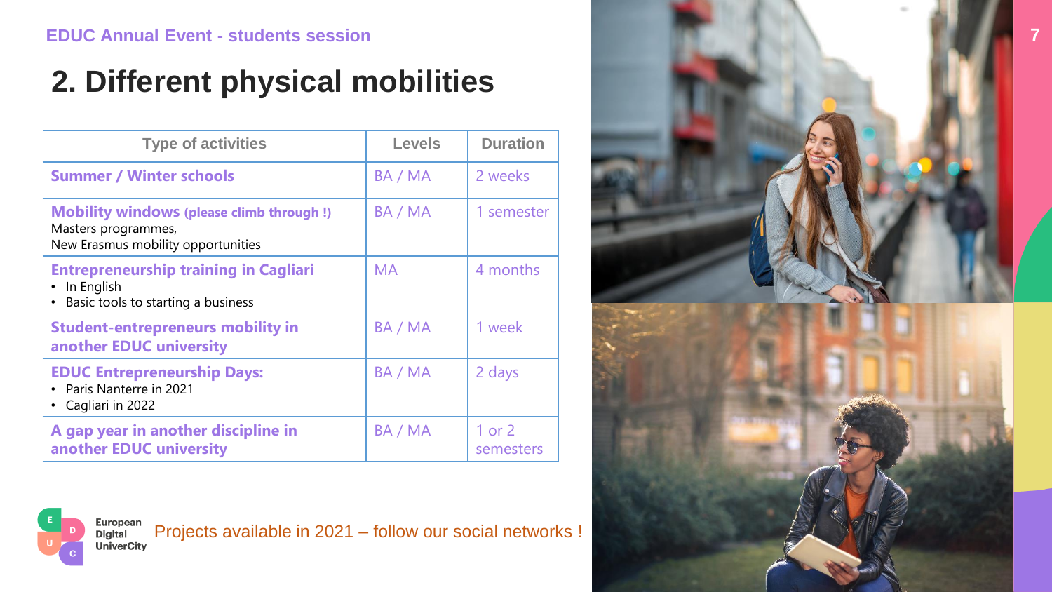EDUC Annual Event - students session

# 2. Different physical mobilities

| Type of activities | Levels | Duration |
|---|---|---|
| **Summer / Winter schools** | BA / MA | 2 weeks |
| **Mobility windows (please climb through !)**<br>Masters programmes,<br>New Erasmus mobility opportunities | BA / MA | 1 semester |
| **Entrepreneurship training in Cagliari**<br>• In English<br>• Basic tools to starting a business | MA | 4 months |
| **Student-entrepreneurs mobility in another EDUC university** | BA / MA | 1 week |
| **EDUC Entrepreneurship Days:**<br>• Paris Nanterre in 2021<br>• Cagliari in 2022 | BA / MA | 2 days |
| **A gap year in another discipline in another EDUC university** | BA / MA | 1 or 2 semesters |

European Digital UniverCity

Projects available in 2021 – follow our social networks !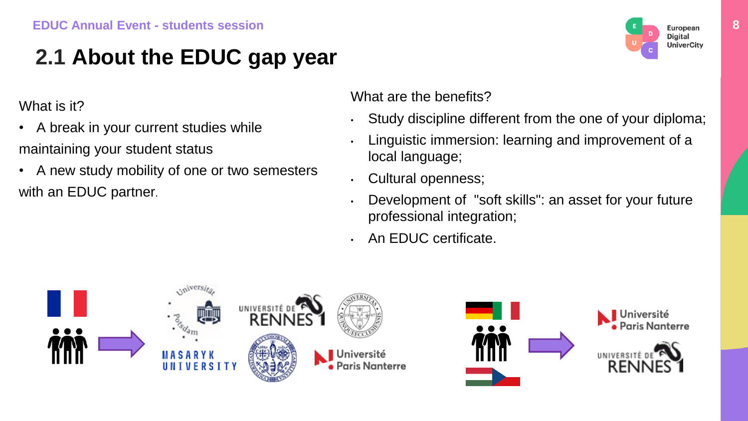EDUC Annual Event - students session

# 2.1 About the EDUC gap year

What is it?

- A break in your current studies while maintaining your student status
- A new study mobility of one or two semesters with an EDUC partner.

What are the benefits?

- Study discipline different from the one of your diploma;
- Linguistic immersion: learning and improvement of a local language;
- Cultural openness;
- Development of "soft skills": an asset for your future professional integration;
- An EDUC certificate.